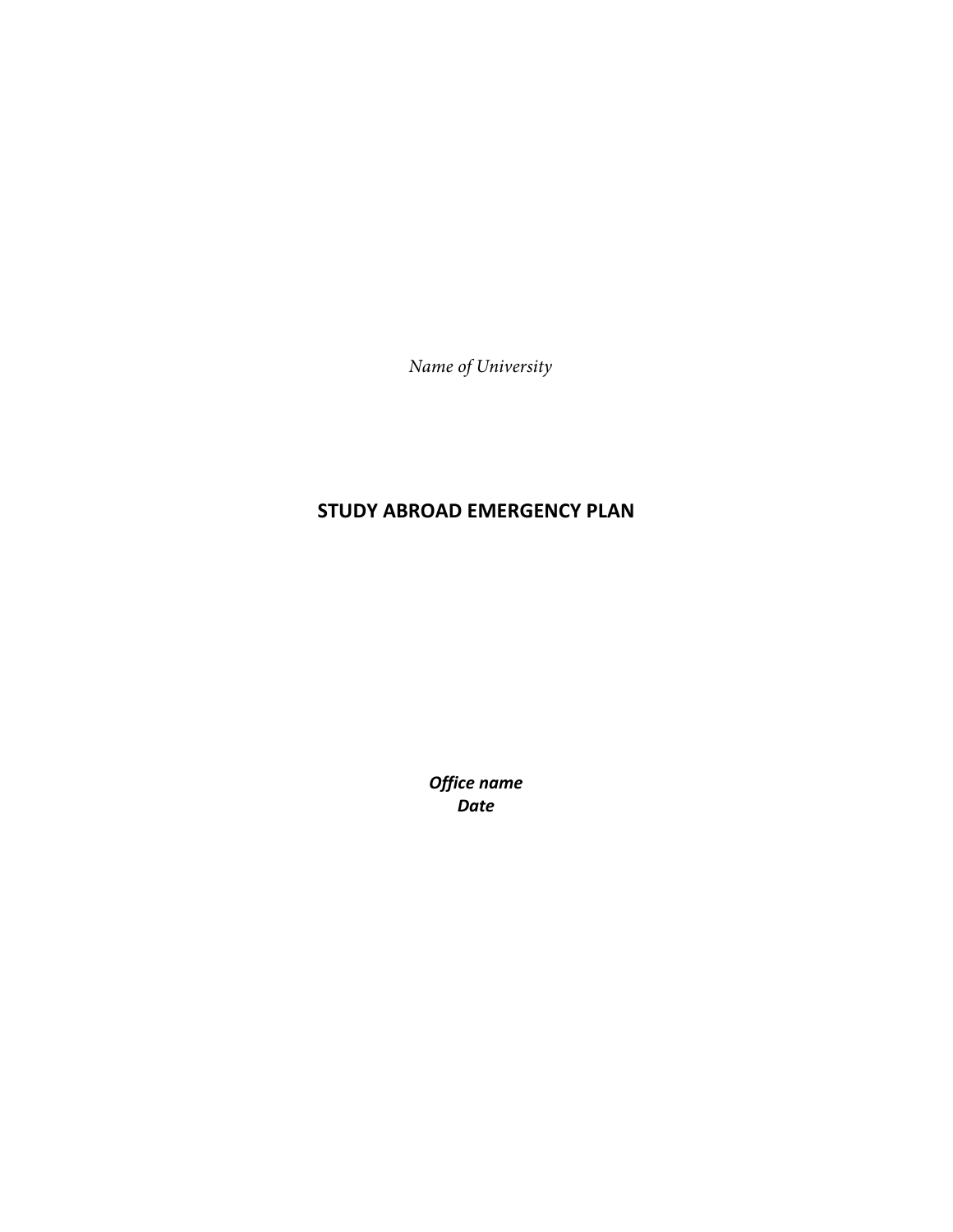*Name of University*

# STUDY ABROAD EMERGENCY PLAN

***Office name***
***Date***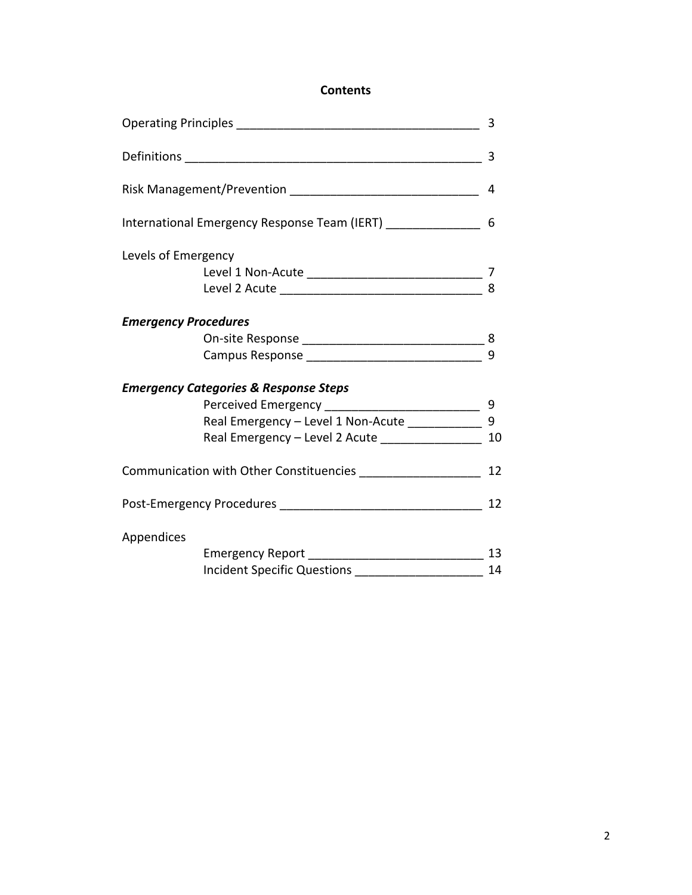## Contents

Operating Principles ____________________________________ 3

Definitions _____________________________________________ 3

Risk Management/Prevention ____________________________ 4

International Emergency Response Team (IERT) ______________ 6

Levels of Emergency

- Level 1 Non-Acute __________________________ 7
- Level 2 Acute ______________________________ 8

***Emergency Procedures***

- On-site Response ___________________________ 8
- Campus Response ___________________________ 9

***Emergency Categories & Response Steps***

- Perceived Emergency ________________________ 9
- Real Emergency – Level 1 Non-Acute ___________ 9
- Real Emergency – Level 2 Acute _______________ 10

Communication with Other Constituencies __________________ 12

Post-Emergency Procedures _____________________________ 12

Appendices

- Emergency Report __________________________ 13
- Incident Specific Questions ___________________ 14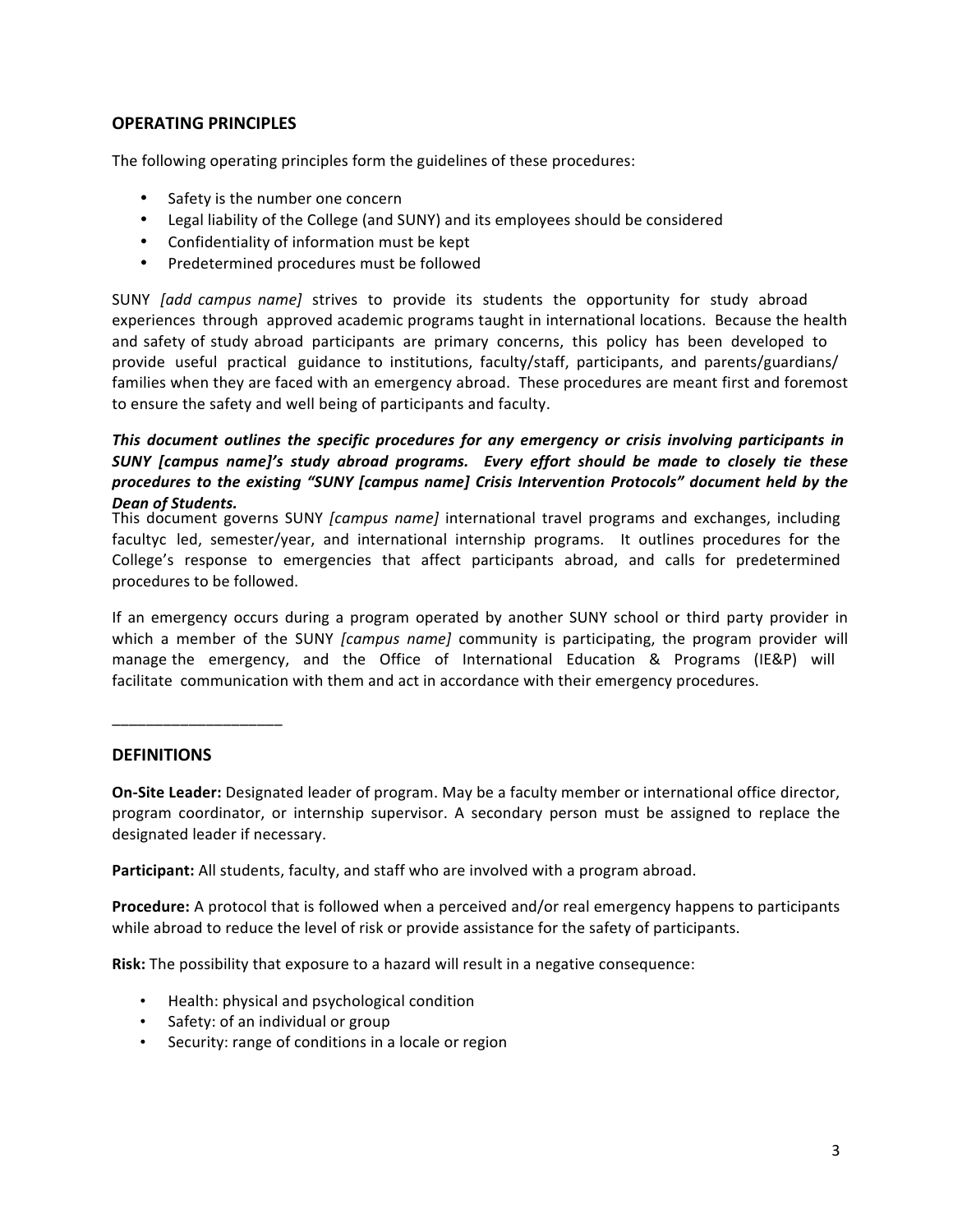## OPERATING PRINCIPLES

The following operating principles form the guidelines of these procedures:

- Safety is the number one concern
- Legal liability of the College (and SUNY) and its employees should be considered
- Confidentiality of information must be kept
- Predetermined procedures must be followed

SUNY *[add campus name]* strives to provide its students the opportunity for study abroad experiences through approved academic programs taught in international locations. Because the health and safety of study abroad participants are primary concerns, this policy has been developed to provide useful practical guidance to institutions, faculty/staff, participants, and parents/guardians/ families when they are faced with an emergency abroad. These procedures are meant first and foremost to ensure the safety and well being of participants and faculty.

***This document outlines the specific procedures for any emergency or crisis involving participants in SUNY [campus name]'s study abroad programs. Every effort should be made to closely tie these procedures to the existing "SUNY [campus name] Crisis Intervention Protocols" document held by the Dean of Students.***

This document governs SUNY *[campus name]* international travel programs and exchanges, including facultyc led, semester/year, and international internship programs. It outlines procedures for the College's response to emergencies that affect participants abroad, and calls for predetermined procedures to be followed.

If an emergency occurs during a program operated by another SUNY school or third party provider in which a member of the SUNY *[campus name]* community is participating, the program provider will manage the emergency, and the Office of International Education & Programs (IE&P) will facilitate communication with them and act in accordance with their emergency procedures.

___________________

## DEFINITIONS

**On-Site Leader:** Designated leader of program. May be a faculty member or international office director, program coordinator, or internship supervisor. A secondary person must be assigned to replace the designated leader if necessary.

**Participant:** All students, faculty, and staff who are involved with a program abroad.

**Procedure:** A protocol that is followed when a perceived and/or real emergency happens to participants while abroad to reduce the level of risk or provide assistance for the safety of participants.

**Risk:** The possibility that exposure to a hazard will result in a negative consequence:

- Health: physical and psychological condition
- Safety: of an individual or group
- Security: range of conditions in a locale or region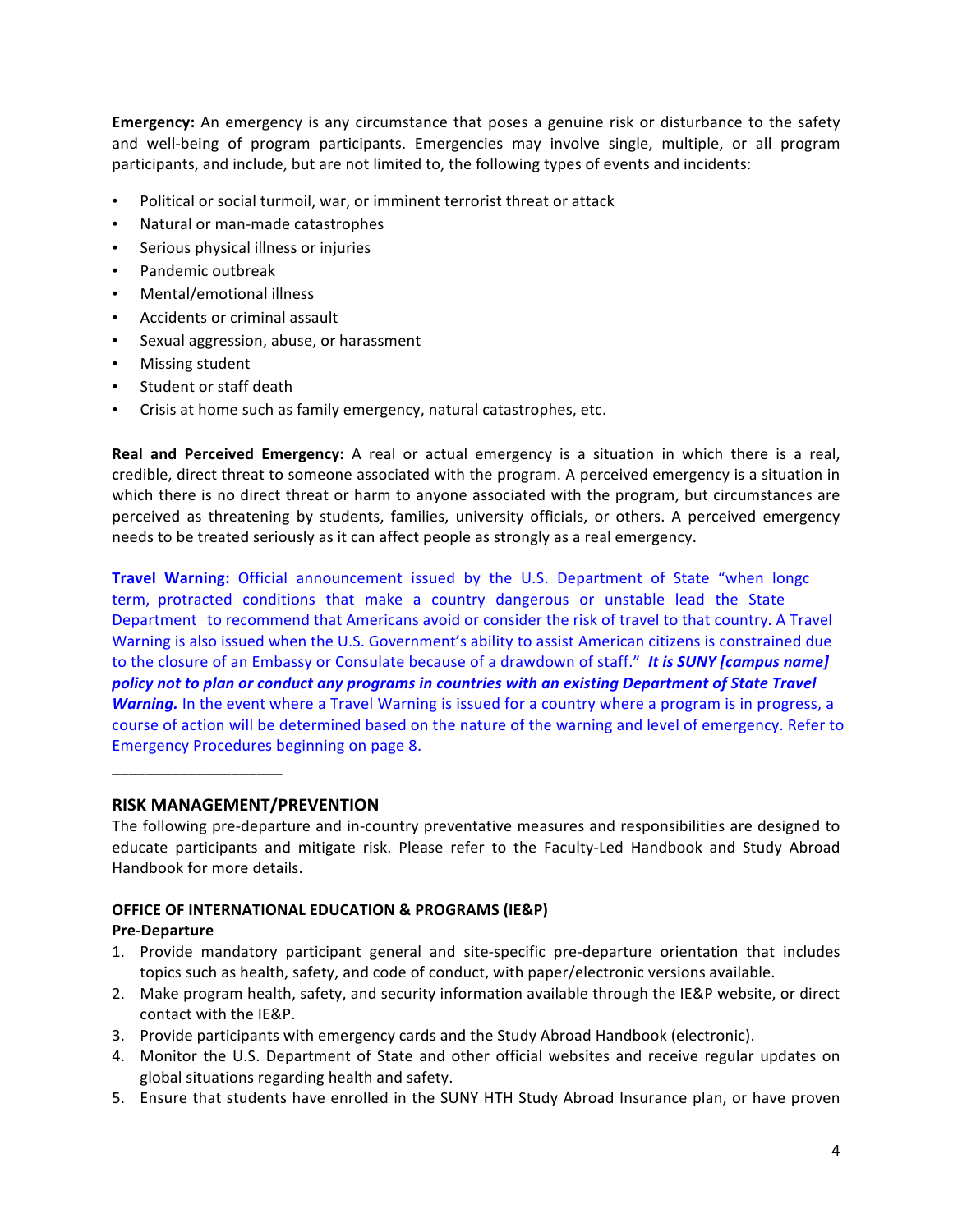**Emergency:** An emergency is any circumstance that poses a genuine risk or disturbance to the safety and well-being of program participants. Emergencies may involve single, multiple, or all program participants, and include, but are not limited to, the following types of events and incidents:

- Political or social turmoil, war, or imminent terrorist threat or attack
- Natural or man-made catastrophes
- Serious physical illness or injuries
- Pandemic outbreak
- Mental/emotional illness
- Accidents or criminal assault
- Sexual aggression, abuse, or harassment
- Missing student
- Student or staff death
- Crisis at home such as family emergency, natural catastrophes, etc.

**Real and Perceived Emergency:** A real or actual emergency is a situation in which there is a real, credible, direct threat to someone associated with the program. A perceived emergency is a situation in which there is no direct threat or harm to anyone associated with the program, but circumstances are perceived as threatening by students, families, university officials, or others. A perceived emergency needs to be treated seriously as it can affect people as strongly as a real emergency.

**Travel Warning:** Official announcement issued by the U.S. Department of State "when longc term, protracted conditions that make a country dangerous or unstable lead the State Department to recommend that Americans avoid or consider the risk of travel to that country. A Travel Warning is also issued when the U.S. Government's ability to assist American citizens is constrained due to the closure of an Embassy or Consulate because of a drawdown of staff." ***It is SUNY [campus name] policy not to plan or conduct any programs in countries with an existing Department of State Travel Warning.*** In the event where a Travel Warning is issued for a country where a program is in progress, a course of action will be determined based on the nature of the warning and level of emergency. Refer to Emergency Procedures beginning on page 8.

---

## RISK MANAGEMENT/PREVENTION

The following pre-departure and in-country preventative measures and responsibilities are designed to educate participants and mitigate risk. Please refer to the Faculty-Led Handbook and Study Abroad Handbook for more details.

### OFFICE OF INTERNATIONAL EDUCATION & PROGRAMS (IE&P)

**Pre-Departure**

1. Provide mandatory participant general and site-specific pre-departure orientation that includes topics such as health, safety, and code of conduct, with paper/electronic versions available.
2. Make program health, safety, and security information available through the IE&P website, or direct contact with the IE&P.
3. Provide participants with emergency cards and the Study Abroad Handbook (electronic).
4. Monitor the U.S. Department of State and other official websites and receive regular updates on global situations regarding health and safety.
5. Ensure that students have enrolled in the SUNY HTH Study Abroad Insurance plan, or have proven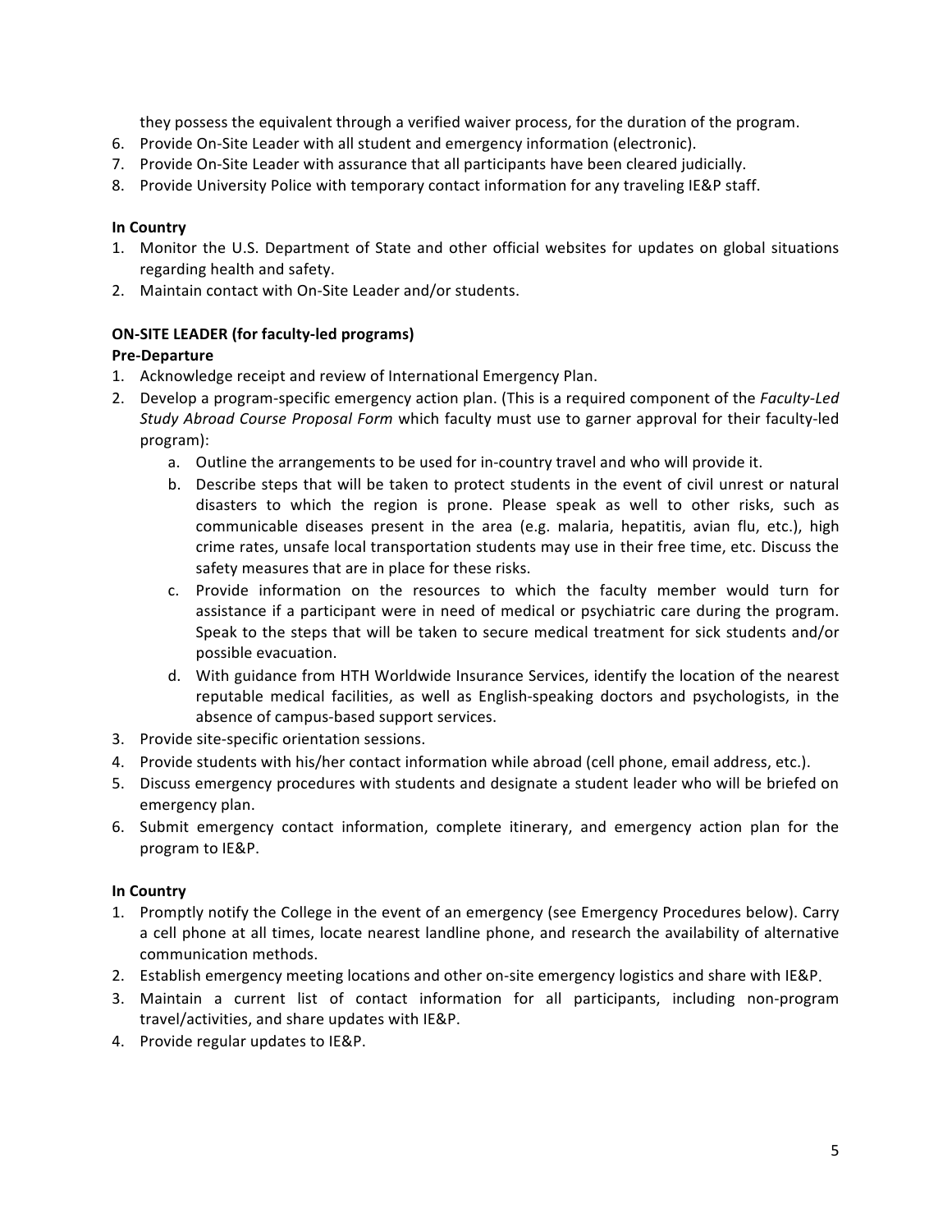they possess the equivalent through a verified waiver process, for the duration of the program.

6. Provide On-Site Leader with all student and emergency information (electronic).
7. Provide On-Site Leader with assurance that all participants have been cleared judicially.
8. Provide University Police with temporary contact information for any traveling IE&P staff.

**In Country**

1. Monitor the U.S. Department of State and other official websites for updates on global situations regarding health and safety.
2. Maintain contact with On-Site Leader and/or students.

**ON-SITE LEADER (for faculty-led programs)**

**Pre-Departure**

1. Acknowledge receipt and review of International Emergency Plan.
2. Develop a program-specific emergency action plan. (This is a required component of the *Faculty-Led Study Abroad Course Proposal Form* which faculty must use to garner approval for their faculty-led program):
   a. Outline the arrangements to be used for in-country travel and who will provide it.
   b. Describe steps that will be taken to protect students in the event of civil unrest or natural disasters to which the region is prone. Please speak as well to other risks, such as communicable diseases present in the area (e.g. malaria, hepatitis, avian flu, etc.), high crime rates, unsafe local transportation students may use in their free time, etc. Discuss the safety measures that are in place for these risks.
   c. Provide information on the resources to which the faculty member would turn for assistance if a participant were in need of medical or psychiatric care during the program. Speak to the steps that will be taken to secure medical treatment for sick students and/or possible evacuation.
   d. With guidance from HTH Worldwide Insurance Services, identify the location of the nearest reputable medical facilities, as well as English-speaking doctors and psychologists, in the absence of campus-based support services.
3. Provide site-specific orientation sessions.
4. Provide students with his/her contact information while abroad (cell phone, email address, etc.).
5. Discuss emergency procedures with students and designate a student leader who will be briefed on emergency plan.
6. Submit emergency contact information, complete itinerary, and emergency action plan for the program to IE&P.

**In Country**

1. Promptly notify the College in the event of an emergency (see Emergency Procedures below). Carry a cell phone at all times, locate nearest landline phone, and research the availability of alternative communication methods.
2. Establish emergency meeting locations and other on-site emergency logistics and share with IE&P.
3. Maintain a current list of contact information for all participants, including non-program travel/activities, and share updates with IE&P.
4. Provide regular updates to IE&P.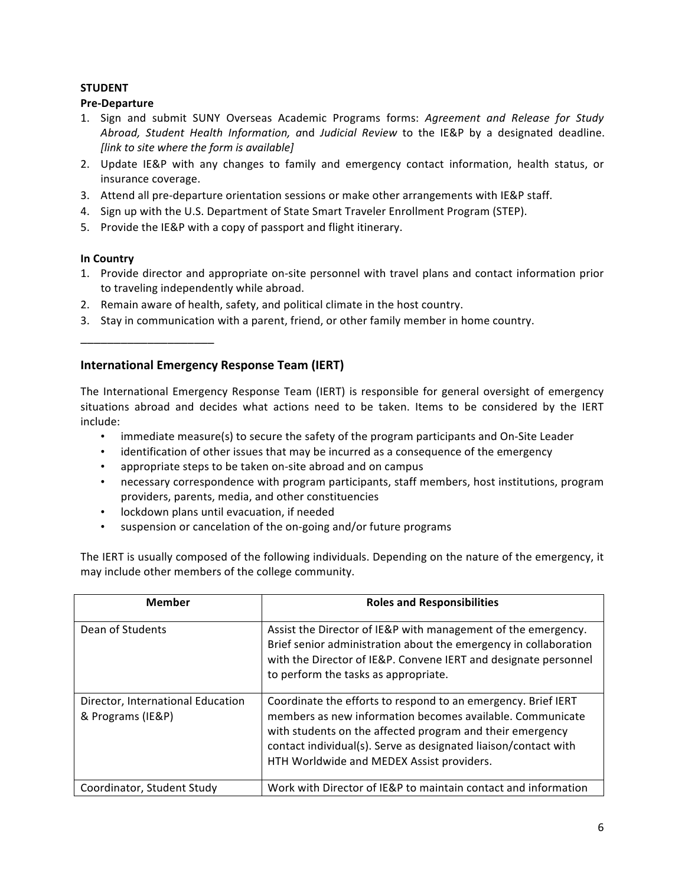**STUDENT**

**Pre-Departure**

1. Sign and submit SUNY Overseas Academic Programs forms: *Agreement and Release for Study Abroad, Student Health Information,* and *Judicial Review* to the IE&P by a designated deadline. *[link to site where the form is available]*
2. Update IE&P with any changes to family and emergency contact information, health status, or insurance coverage.
3. Attend all pre-departure orientation sessions or make other arrangements with IE&P staff.
4. Sign up with the U.S. Department of State Smart Traveler Enrollment Program (STEP).
5. Provide the IE&P with a copy of passport and flight itinerary.

**In Country**

1. Provide director and appropriate on-site personnel with travel plans and contact information prior to traveling independently while abroad.
2. Remain aware of health, safety, and political climate in the host country.
3. Stay in communication with a parent, friend, or other family member in home country.

______________________

## International Emergency Response Team (IERT)

The International Emergency Response Team (IERT) is responsible for general oversight of emergency situations abroad and decides what actions need to be taken. Items to be considered by the IERT include:

- immediate measure(s) to secure the safety of the program participants and On-Site Leader
- identification of other issues that may be incurred as a consequence of the emergency
- appropriate steps to be taken on-site abroad and on campus
- necessary correspondence with program participants, staff members, host institutions, program providers, parents, media, and other constituencies
- lockdown plans until evacuation, if needed
- suspension or cancelation of the on-going and/or future programs

The IERT is usually composed of the following individuals. Depending on the nature of the emergency, it may include other members of the college community.

| Member | Roles and Responsibilities |
|---|---|
| Dean of Students | Assist the Director of IE&P with management of the emergency. Brief senior administration about the emergency in collaboration with the Director of IE&P. Convene IERT and designate personnel to perform the tasks as appropriate. |
| Director, International Education & Programs (IE&P) | Coordinate the efforts to respond to an emergency. Brief IERT members as new information becomes available. Communicate with students on the affected program and their emergency contact individual(s). Serve as designated liaison/contact with HTH Worldwide and MEDEX Assist providers. |
| Coordinator, Student Study | Work with Director of IE&P to maintain contact and information |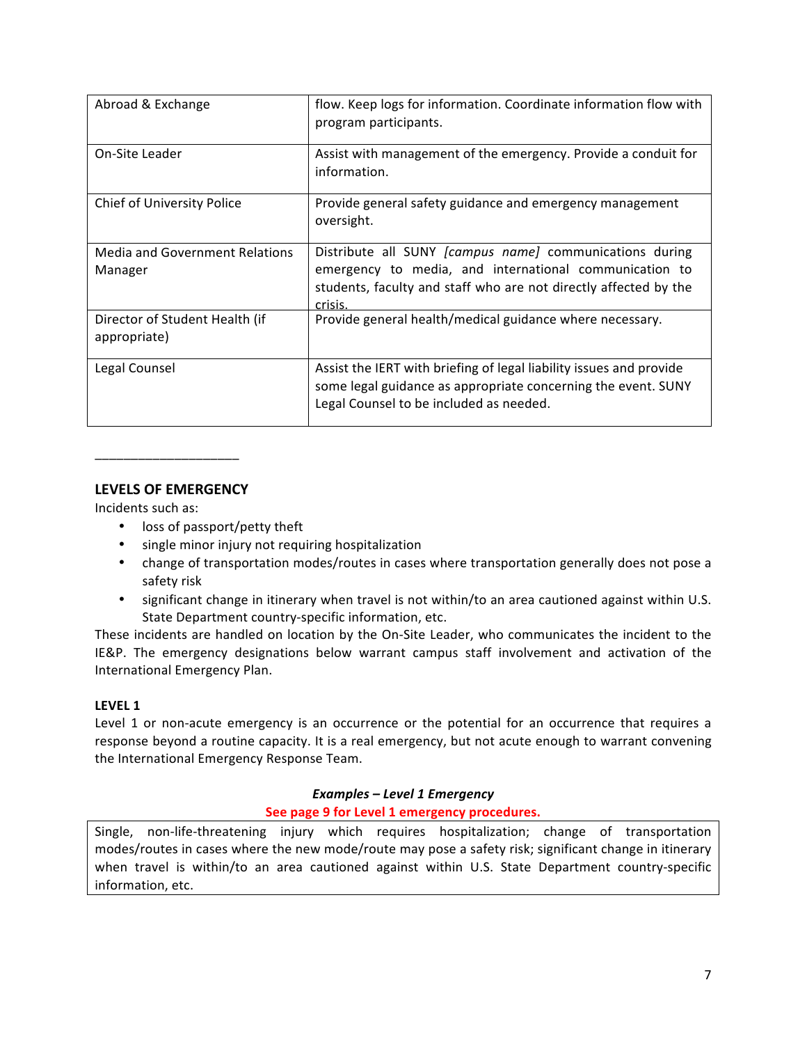| | |
|---|---|
| Abroad & Exchange | flow. Keep logs for information. Coordinate information flow with program participants. |
| On-Site Leader | Assist with management of the emergency. Provide a conduit for information. |
| Chief of University Police | Provide general safety guidance and emergency management oversight. |
| Media and Government Relations Manager | Distribute all SUNY *[campus name]* communications during emergency to media, and international communication to students, faculty and staff who are not directly affected by the crisis. |
| Director of Student Health (if appropriate) | Provide general health/medical guidance where necessary. |
| Legal Counsel | Assist the IERT with briefing of legal liability issues and provide some legal guidance as appropriate concerning the event. SUNY Legal Counsel to be included as needed. |

___________________

## LEVELS OF EMERGENCY

Incidents such as:

- loss of passport/petty theft
- single minor injury not requiring hospitalization
- change of transportation modes/routes in cases where transportation generally does not pose a safety risk
- significant change in itinerary when travel is not within/to an area cautioned against within U.S. State Department country-specific information, etc.

These incidents are handled on location by the On-Site Leader, who communicates the incident to the IE&P. The emergency designations below warrant campus staff involvement and activation of the International Emergency Plan.

### LEVEL 1

Level 1 or non-acute emergency is an occurrence or the potential for an occurrence that requires a response beyond a routine capacity. It is a real emergency, but not acute enough to warrant convening the International Emergency Response Team.

***Examples – Level 1 Emergency***

**See page 9 for Level 1 emergency procedures.**

| |
|---|
| Single, non-life-threatening injury which requires hospitalization; change of transportation modes/routes in cases where the new mode/route may pose a safety risk; significant change in itinerary when travel is within/to an area cautioned against within U.S. State Department country-specific information, etc. |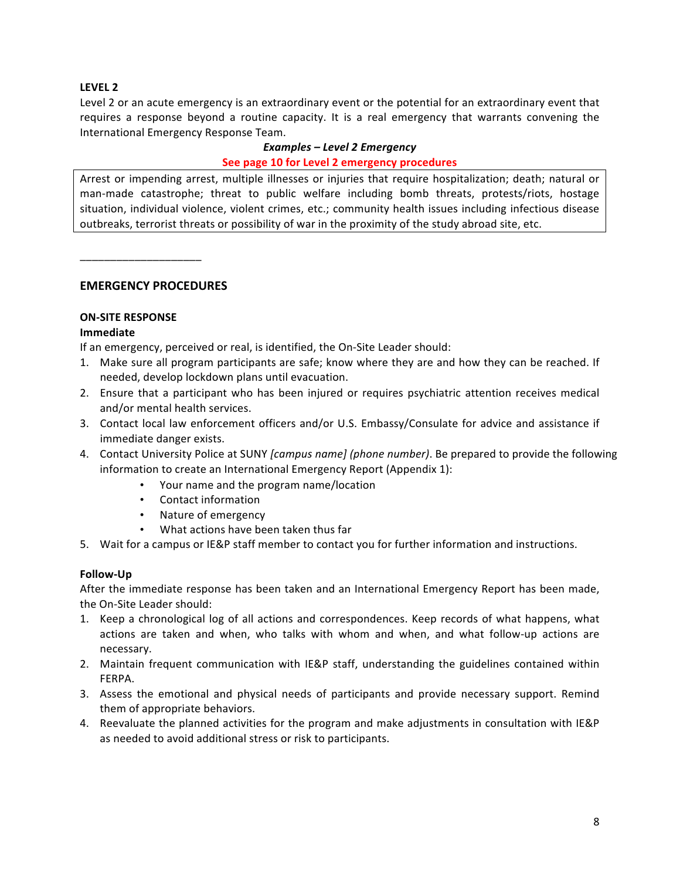**LEVEL 2**

Level 2 or an acute emergency is an extraordinary event or the potential for an extraordinary event that requires a response beyond a routine capacity. It is a real emergency that warrants convening the International Emergency Response Team.

***Examples – Level 2 Emergency***

**See page 10 for Level 2 emergency procedures**

Arrest or impending arrest, multiple illnesses or injuries that require hospitalization; death; natural or man-made catastrophe; threat to public welfare including bomb threats, protests/riots, hostage situation, individual violence, violent crimes, etc.; community health issues including infectious disease outbreaks, terrorist threats or possibility of war in the proximity of the study abroad site, etc.

____________________

## EMERGENCY PROCEDURES

### ON-SITE RESPONSE

**Immediate**

If an emergency, perceived or real, is identified, the On-Site Leader should:

1. Make sure all program participants are safe; know where they are and how they can be reached. If needed, develop lockdown plans until evacuation.
2. Ensure that a participant who has been injured or requires psychiatric attention receives medical and/or mental health services.
3. Contact local law enforcement officers and/or U.S. Embassy/Consulate for advice and assistance if immediate danger exists.
4. Contact University Police at SUNY *[campus name] (phone number)*. Be prepared to provide the following information to create an International Emergency Report (Appendix 1):
   - Your name and the program name/location
   - Contact information
   - Nature of emergency
   - What actions have been taken thus far
5. Wait for a campus or IE&P staff member to contact you for further information and instructions.

**Follow-Up**

After the immediate response has been taken and an International Emergency Report has been made, the On-Site Leader should:

1. Keep a chronological log of all actions and correspondences. Keep records of what happens, what actions are taken and when, who talks with whom and when, and what follow-up actions are necessary.
2. Maintain frequent communication with IE&P staff, understanding the guidelines contained within FERPA.
3. Assess the emotional and physical needs of participants and provide necessary support. Remind them of appropriate behaviors.
4. Reevaluate the planned activities for the program and make adjustments in consultation with IE&P as needed to avoid additional stress or risk to participants.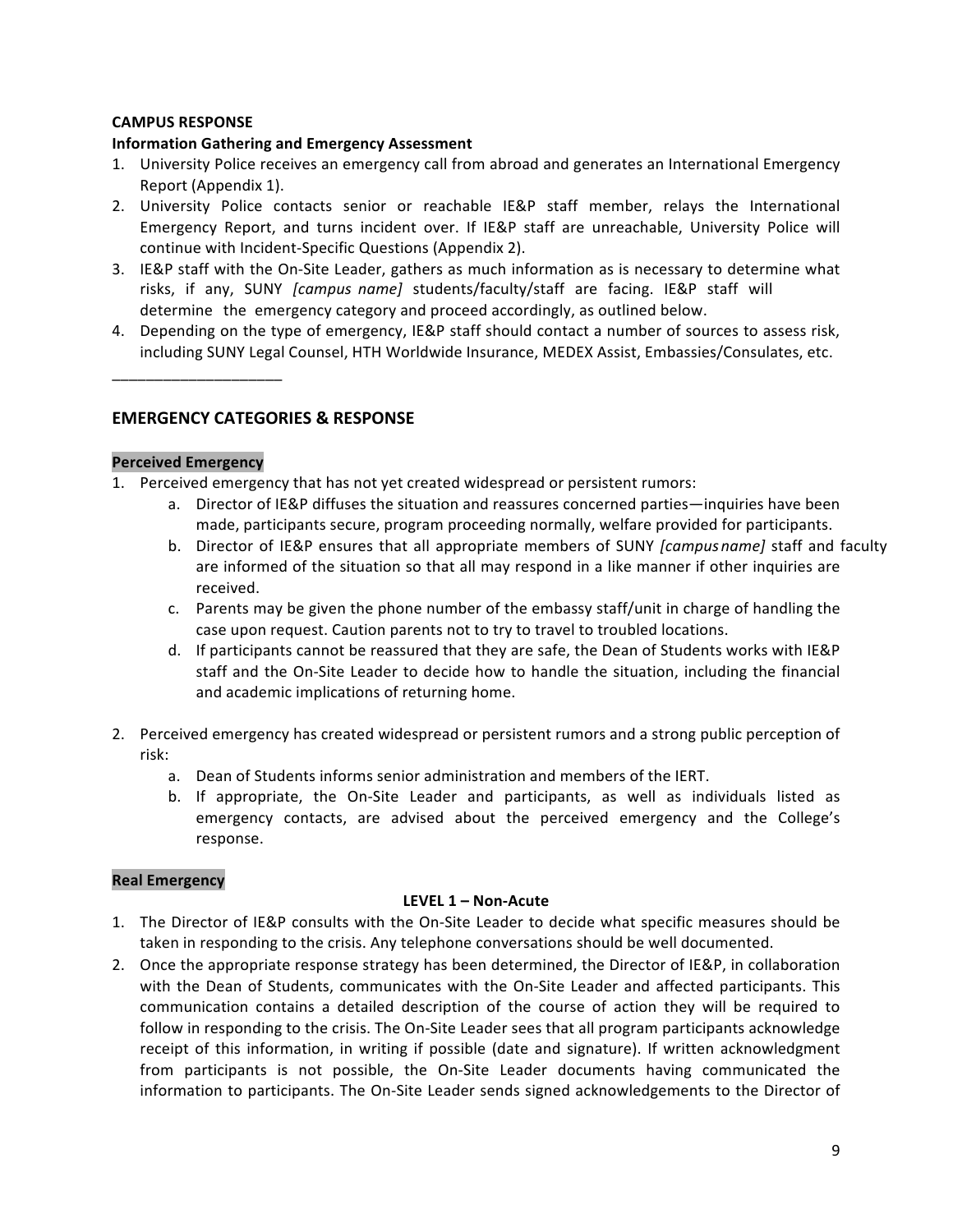**CAMPUS RESPONSE**

**Information Gathering and Emergency Assessment**

1. University Police receives an emergency call from abroad and generates an International Emergency Report (Appendix 1).
2. University Police contacts senior or reachable IE&P staff member, relays the International Emergency Report, and turns incident over. If IE&P staff are unreachable, University Police will continue with Incident-Specific Questions (Appendix 2).
3. IE&P staff with the On-Site Leader, gathers as much information as is necessary to determine what risks, if any, SUNY *[campus name]* students/faculty/staff are facing. IE&P staff will determine the emergency category and proceed accordingly, as outlined below.
4. Depending on the type of emergency, IE&P staff should contact a number of sources to assess risk, including SUNY Legal Counsel, HTH Worldwide Insurance, MEDEX Assist, Embassies/Consulates, etc.

____________________

## EMERGENCY CATEGORIES & RESPONSE

**Perceived Emergency**

1. Perceived emergency that has not yet created widespread or persistent rumors:
   a. Director of IE&P diffuses the situation and reassures concerned parties—inquiries have been made, participants secure, program proceeding normally, welfare provided for participants.
   b. Director of IE&P ensures that all appropriate members of SUNY *[campus name]* staff and faculty are informed of the situation so that all may respond in a like manner if other inquiries are received.
   c. Parents may be given the phone number of the embassy staff/unit in charge of handling the case upon request. Caution parents not to try to travel to troubled locations.
   d. If participants cannot be reassured that they are safe, the Dean of Students works with IE&P staff and the On-Site Leader to decide how to handle the situation, including the financial and academic implications of returning home.
2. Perceived emergency has created widespread or persistent rumors and a strong public perception of risk:
   a. Dean of Students informs senior administration and members of the IERT.
   b. If appropriate, the On-Site Leader and participants, as well as individuals listed as emergency contacts, are advised about the perceived emergency and the College's response.

**Real Emergency**

**LEVEL 1 – Non-Acute**

1. The Director of IE&P consults with the On-Site Leader to decide what specific measures should be taken in responding to the crisis. Any telephone conversations should be well documented.
2. Once the appropriate response strategy has been determined, the Director of IE&P, in collaboration with the Dean of Students, communicates with the On-Site Leader and affected participants. This communication contains a detailed description of the course of action they will be required to follow in responding to the crisis. The On-Site Leader sees that all program participants acknowledge receipt of this information, in writing if possible (date and signature). If written acknowledgment from participants is not possible, the On-Site Leader documents having communicated the information to participants. The On-Site Leader sends signed acknowledgements to the Director of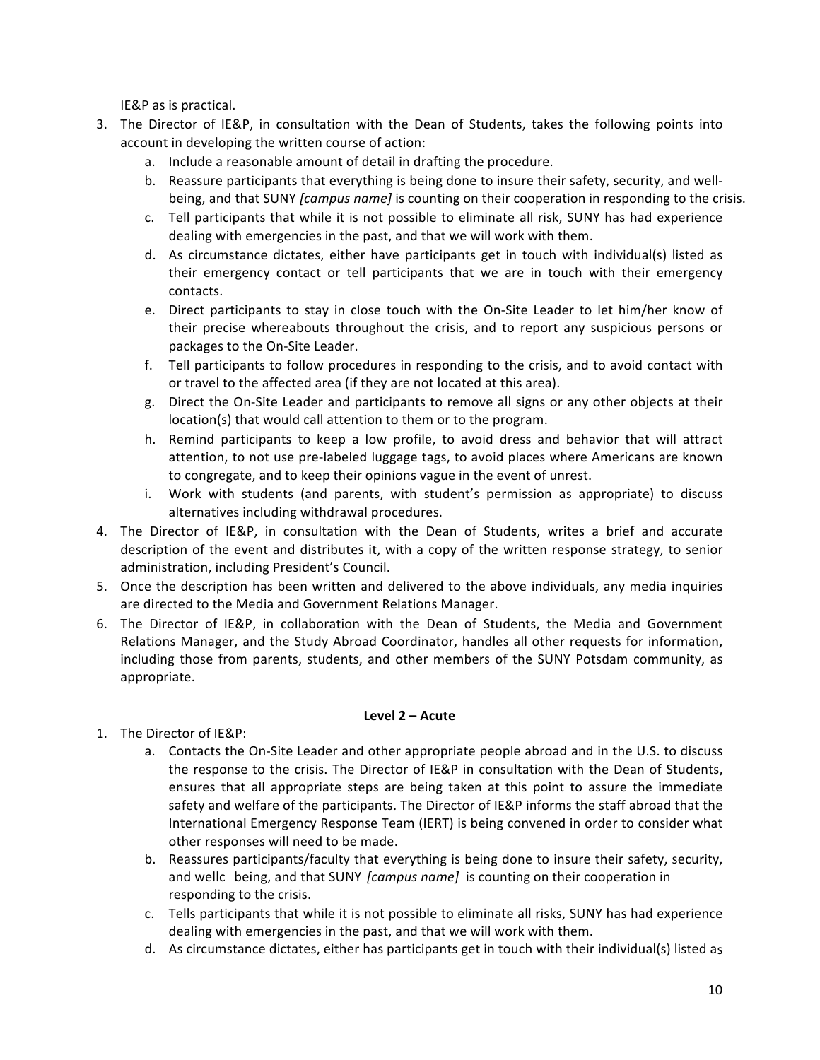IE&P as is practical.

3. The Director of IE&P, in consultation with the Dean of Students, takes the following points into account in developing the written course of action:
   a. Include a reasonable amount of detail in drafting the procedure.
   b. Reassure participants that everything is being done to insure their safety, security, and well-being, and that SUNY *[campus name]* is counting on their cooperation in responding to the crisis.
   c. Tell participants that while it is not possible to eliminate all risk, SUNY has had experience dealing with emergencies in the past, and that we will work with them.
   d. As circumstance dictates, either have participants get in touch with individual(s) listed as their emergency contact or tell participants that we are in touch with their emergency contacts.
   e. Direct participants to stay in close touch with the On-Site Leader to let him/her know of their precise whereabouts throughout the crisis, and to report any suspicious persons or packages to the On-Site Leader.
   f. Tell participants to follow procedures in responding to the crisis, and to avoid contact with or travel to the affected area (if they are not located at this area).
   g. Direct the On-Site Leader and participants to remove all signs or any other objects at their location(s) that would call attention to them or to the program.
   h. Remind participants to keep a low profile, to avoid dress and behavior that will attract attention, to not use pre-labeled luggage tags, to avoid places where Americans are known to congregate, and to keep their opinions vague in the event of unrest.
   i. Work with students (and parents, with student's permission as appropriate) to discuss alternatives including withdrawal procedures.
4. The Director of IE&P, in consultation with the Dean of Students, writes a brief and accurate description of the event and distributes it, with a copy of the written response strategy, to senior administration, including President's Council.
5. Once the description has been written and delivered to the above individuals, any media inquiries are directed to the Media and Government Relations Manager.
6. The Director of IE&P, in collaboration with the Dean of Students, the Media and Government Relations Manager, and the Study Abroad Coordinator, handles all other requests for information, including those from parents, students, and other members of the SUNY Potsdam community, as appropriate.

**Level 2 – Acute**

1. The Director of IE&P:
   a. Contacts the On-Site Leader and other appropriate people abroad and in the U.S. to discuss the response to the crisis. The Director of IE&P in consultation with the Dean of Students, ensures that all appropriate steps are being taken at this point to assure the immediate safety and welfare of the participants. The Director of IE&P informs the staff abroad that the International Emergency Response Team (IERT) is being convened in order to consider what other responses will need to be made.
   b. Reassures participants/faculty that everything is being done to insure their safety, security, and wellc being, and that SUNY *[campus name]* is counting on their cooperation in responding to the crisis.
   c. Tells participants that while it is not possible to eliminate all risks, SUNY has had experience dealing with emergencies in the past, and that we will work with them.
   d. As circumstance dictates, either has participants get in touch with their individual(s) listed as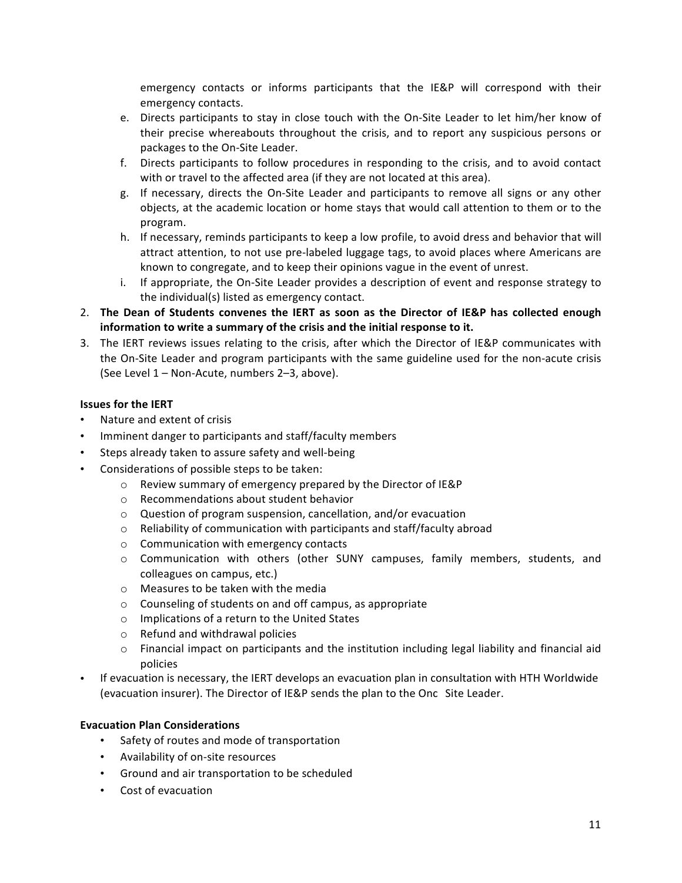emergency contacts or informs participants that the IE&P will correspond with their emergency contacts.

   e. Directs participants to stay in close touch with the On-Site Leader to let him/her know of their precise whereabouts throughout the crisis, and to report any suspicious persons or packages to the On-Site Leader.
   f. Directs participants to follow procedures in responding to the crisis, and to avoid contact with or travel to the affected area (if they are not located at this area).
   g. If necessary, directs the On-Site Leader and participants to remove all signs or any other objects, at the academic location or home stays that would call attention to them or to the program.
   h. If necessary, reminds participants to keep a low profile, to avoid dress and behavior that will attract attention, to not use pre-labeled luggage tags, to avoid places where Americans are known to congregate, and to keep their opinions vague in the event of unrest.
   i. If appropriate, the On-Site Leader provides a description of event and response strategy to the individual(s) listed as emergency contact.

2. **The Dean of Students convenes the IERT as soon as the Director of IE&P has collected enough information to write a summary of the crisis and the initial response to it.**
3. The IERT reviews issues relating to the crisis, after which the Director of IE&P communicates with the On-Site Leader and program participants with the same guideline used for the non-acute crisis (See Level 1 – Non-Acute, numbers 2–3, above).

**Issues for the IERT**

- Nature and extent of crisis
- Imminent danger to participants and staff/faculty members
- Steps already taken to assure safety and well-being
- Considerations of possible steps to be taken:
  - Review summary of emergency prepared by the Director of IE&P
  - Recommendations about student behavior
  - Question of program suspension, cancellation, and/or evacuation
  - Reliability of communication with participants and staff/faculty abroad
  - Communication with emergency contacts
  - Communication with others (other SUNY campuses, family members, students, and colleagues on campus, etc.)
  - Measures to be taken with the media
  - Counseling of students on and off campus, as appropriate
  - Implications of a return to the United States
  - Refund and withdrawal policies
  - Financial impact on participants and the institution including legal liability and financial aid policies
- If evacuation is necessary, the IERT develops an evacuation plan in consultation with HTH Worldwide (evacuation insurer). The Director of IE&P sends the plan to the Onc Site Leader.

**Evacuation Plan Considerations**

- Safety of routes and mode of transportation
- Availability of on-site resources
- Ground and air transportation to be scheduled
- Cost of evacuation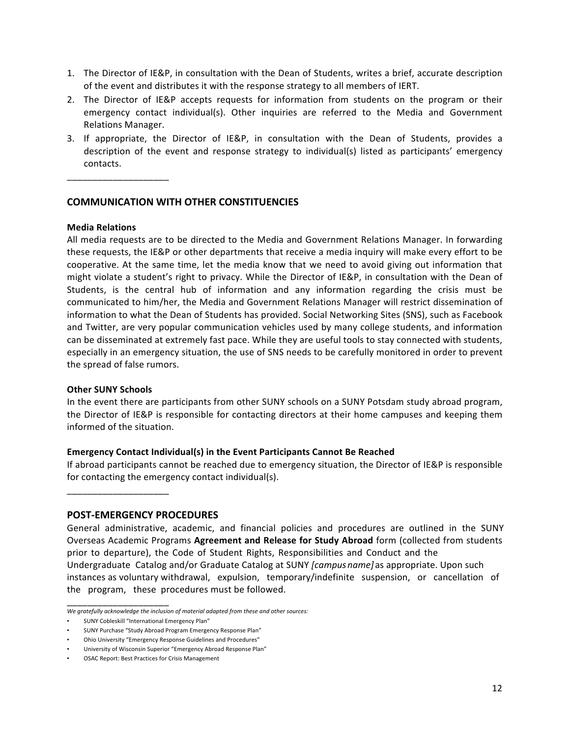1. The Director of IE&P, in consultation with the Dean of Students, writes a brief, accurate description of the event and distributes it with the response strategy to all members of IERT.
2. The Director of IE&P accepts requests for information from students on the program or their emergency contact individual(s). Other inquiries are referred to the Media and Government Relations Manager.
3. If appropriate, the Director of IE&P, in consultation with the Dean of Students, provides a description of the event and response strategy to individual(s) listed as participants' emergency contacts.

___________________

## COMMUNICATION WITH OTHER CONSTITUENCIES

**Media Relations**

All media requests are to be directed to the Media and Government Relations Manager. In forwarding these requests, the IE&P or other departments that receive a media inquiry will make every effort to be cooperative. At the same time, let the media know that we need to avoid giving out information that might violate a student's right to privacy. While the Director of IE&P, in consultation with the Dean of Students, is the central hub of information and any information regarding the crisis must be communicated to him/her, the Media and Government Relations Manager will restrict dissemination of information to what the Dean of Students has provided. Social Networking Sites (SNS), such as Facebook and Twitter, are very popular communication vehicles used by many college students, and information can be disseminated at extremely fast pace. While they are useful tools to stay connected with students, especially in an emergency situation, the use of SNS needs to be carefully monitored in order to prevent the spread of false rumors.

**Other SUNY Schools**

In the event there are participants from other SUNY schools on a SUNY Potsdam study abroad program, the Director of IE&P is responsible for contacting directors at their home campuses and keeping them informed of the situation.

**Emergency Contact Individual(s) in the Event Participants Cannot Be Reached**

If abroad participants cannot be reached due to emergency situation, the Director of IE&P is responsible for contacting the emergency contact individual(s).

___________________

## POST-EMERGENCY PROCEDURES

General administrative, academic, and financial policies and procedures are outlined in the SUNY Overseas Academic Programs **Agreement and Release for Study Abroad** form (collected from students prior to departure), the Code of Student Rights, Responsibilities and Conduct and the Undergraduate Catalog and/or Graduate Catalog at SUNY *[campus name]* as appropriate. Upon such instances as voluntary withdrawal, expulsion, temporary/indefinite suspension, or cancellation of the program, these procedures must be followed.

___________________

*We gratefully acknowledge the inclusion of material adapted from these and other sources:*

- SUNY Cobleskill "International Emergency Plan"
- SUNY Purchase "Study Abroad Program Emergency Response Plan"
- Ohio University "Emergency Response Guidelines and Procedures"
- University of Wisconsin Superior "Emergency Abroad Response Plan"
- OSAC Report: Best Practices for Crisis Management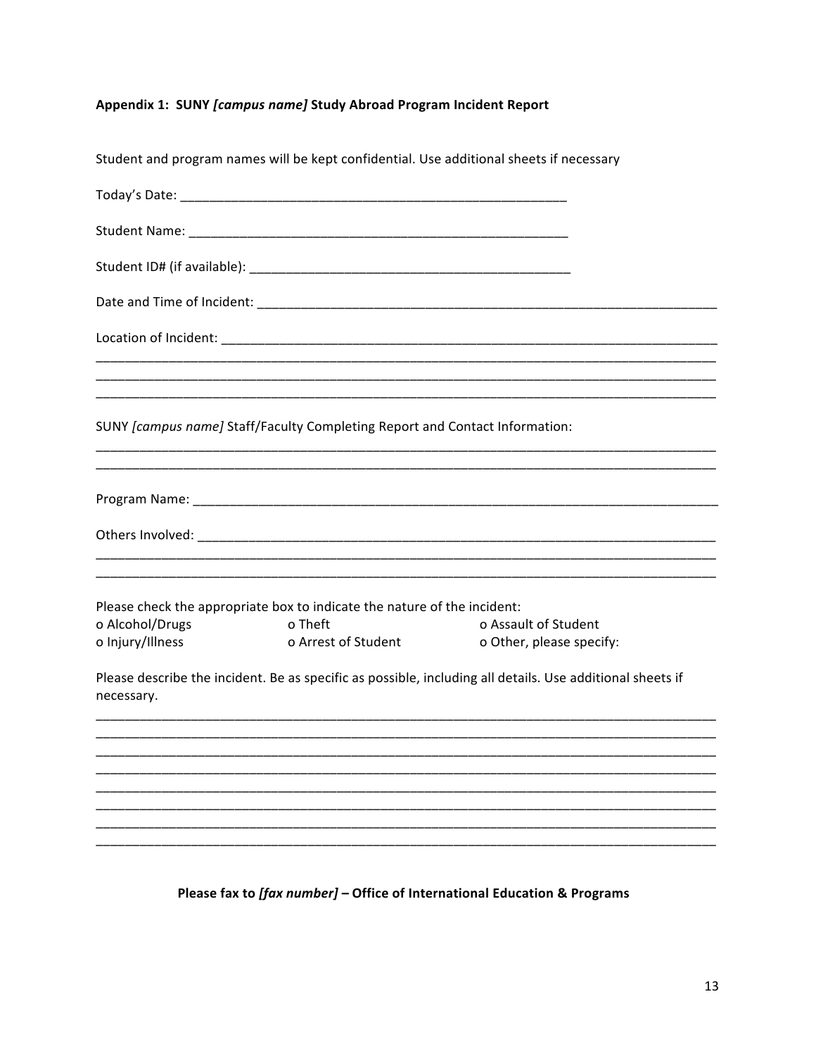**Appendix 1: SUNY *[campus name]* Study Abroad Program Incident Report**

Student and program names will be kept confidential. Use additional sheets if necessary

Today's Date: _______________________________________________________

Student Name: ______________________________________________________

Student ID# (if available): _____________________________________________

Date and Time of Incident: ________________________________________________________________

Location of Incident: _____________________________________________________________________
___________________________________________________________________________________________
___________________________________________________________________________________________
___________________________________________________________________________________________

SUNY *[campus name]* Staff/Faculty Completing Report and Contact Information:
___________________________________________________________________________________________
___________________________________________________________________________________________

Program Name: ___________________________________________________________________________

Others Involved: __________________________________________________________________________
___________________________________________________________________________________________
___________________________________________________________________________________________

Please check the appropriate box to indicate the nature of the incident:

- o Alcohol/Drugs
- o Theft
- o Assault of Student
- o Injury/Illness
- o Arrest of Student
- o Other, please specify:

Please describe the incident. Be as specific as possible, including all details. Use additional sheets if necessary.
___________________________________________________________________________________________
___________________________________________________________________________________________
___________________________________________________________________________________________
___________________________________________________________________________________________
___________________________________________________________________________________________
___________________________________________________________________________________________
___________________________________________________________________________________________
___________________________________________________________________________________________

**Please fax to *[fax number]* – Office of International Education & Programs**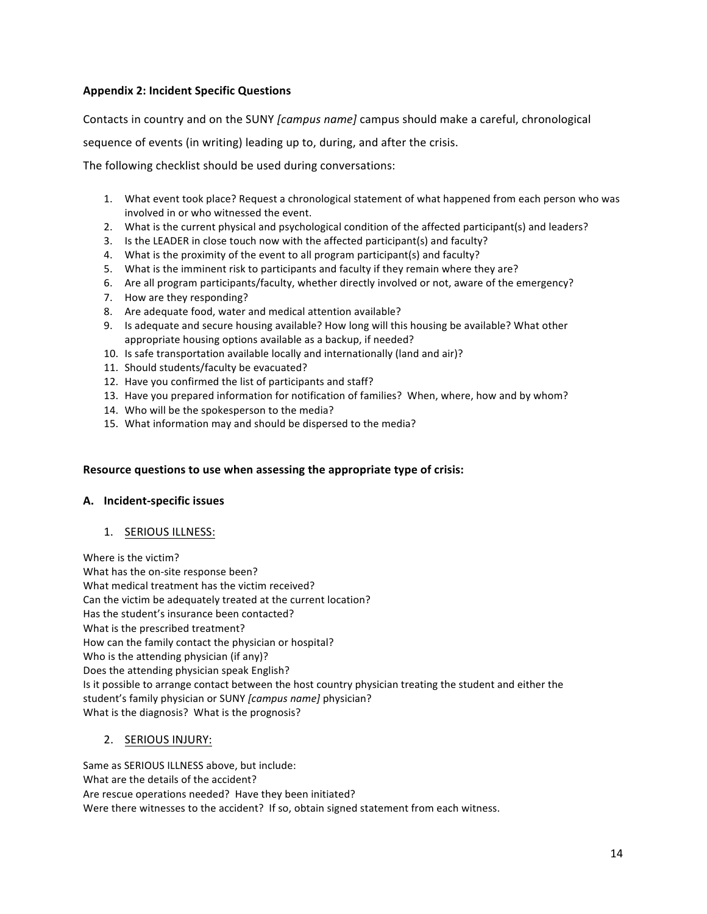**Appendix 2: Incident Specific Questions**

Contacts in country and on the SUNY *[campus name]* campus should make a careful, chronological sequence of events (in writing) leading up to, during, and after the crisis.

The following checklist should be used during conversations:

1. What event took place? Request a chronological statement of what happened from each person who was involved in or who witnessed the event.
2. What is the current physical and psychological condition of the affected participant(s) and leaders?
3. Is the LEADER in close touch now with the affected participant(s) and faculty?
4. What is the proximity of the event to all program participant(s) and faculty?
5. What is the imminent risk to participants and faculty if they remain where they are?
6. Are all program participants/faculty, whether directly involved or not, aware of the emergency?
7. How are they responding?
8. Are adequate food, water and medical attention available?
9. Is adequate and secure housing available? How long will this housing be available? What other appropriate housing options available as a backup, if needed?
10. Is safe transportation available locally and internationally (land and air)?
11. Should students/faculty be evacuated?
12. Have you confirmed the list of participants and staff?
13. Have you prepared information for notification of families? When, where, how and by whom?
14. Who will be the spokesperson to the media?
15. What information may and should be dispersed to the media?

**Resource questions to use when assessing the appropriate type of crisis:**

**A. Incident-specific issues**

1. SERIOUS ILLNESS:

Where is the victim?
What has the on-site response been?
What medical treatment has the victim received?
Can the victim be adequately treated at the current location?
Has the student's insurance been contacted?
What is the prescribed treatment?
How can the family contact the physician or hospital?
Who is the attending physician (if any)?
Does the attending physician speak English?
Is it possible to arrange contact between the host country physician treating the student and either the student's family physician or SUNY *[campus name]* physician?
What is the diagnosis? What is the prognosis?

2. SERIOUS INJURY:

Same as SERIOUS ILLNESS above, but include:
What are the details of the accident?
Are rescue operations needed? Have they been initiated?
Were there witnesses to the accident? If so, obtain signed statement from each witness.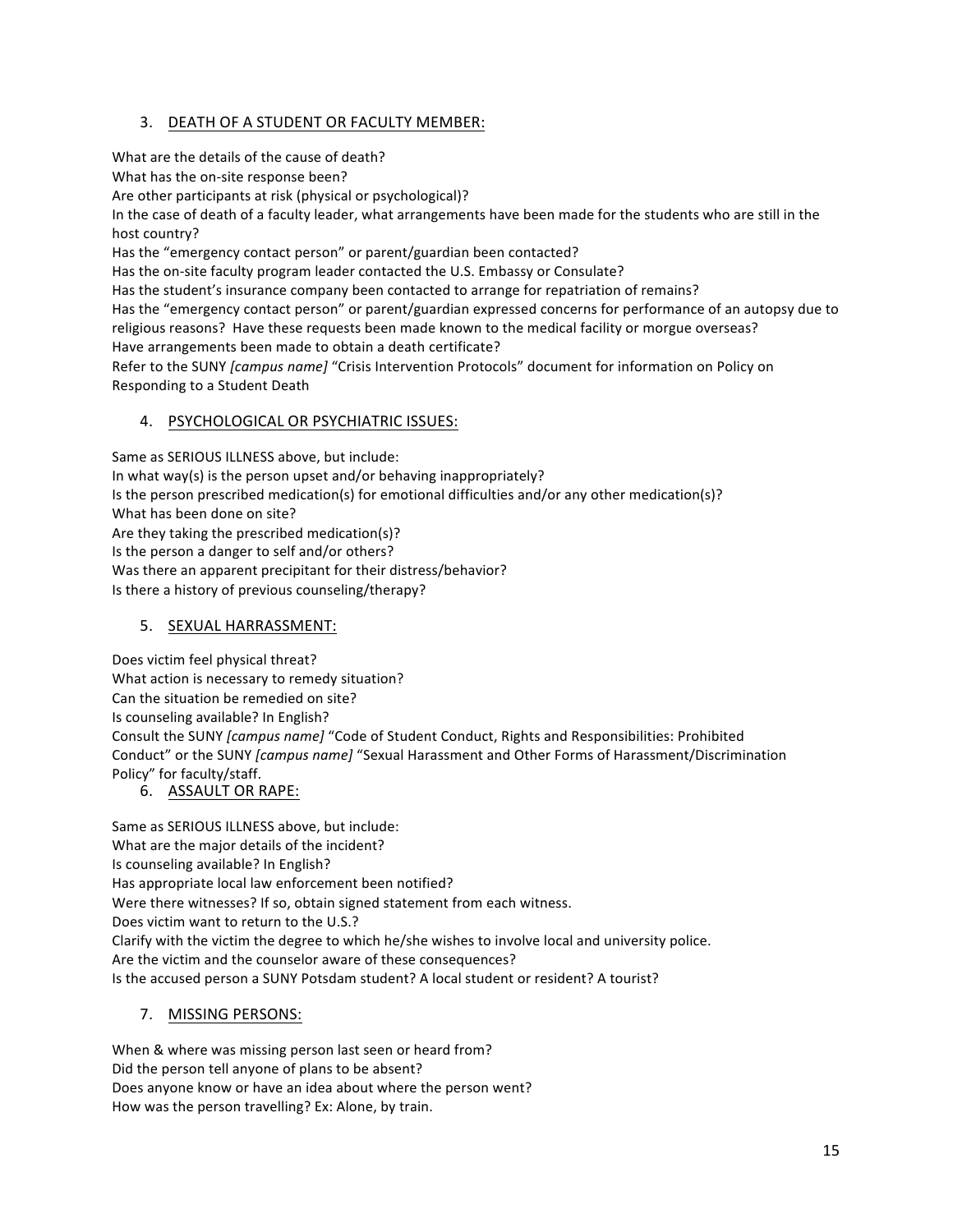3. <u>DEATH OF A STUDENT OR FACULTY MEMBER:</u>

What are the details of the cause of death?
What has the on-site response been?
Are other participants at risk (physical or psychological)?
In the case of death of a faculty leader, what arrangements have been made for the students who are still in the host country?
Has the "emergency contact person" or parent/guardian been contacted?
Has the on-site faculty program leader contacted the U.S. Embassy or Consulate?
Has the student's insurance company been contacted to arrange for repatriation of remains?
Has the "emergency contact person" or parent/guardian expressed concerns for performance of an autopsy due to religious reasons? Have these requests been made known to the medical facility or morgue overseas?
Have arrangements been made to obtain a death certificate?
Refer to the SUNY *[campus name]* "Crisis Intervention Protocols" document for information on Policy on Responding to a Student Death

4. <u>PSYCHOLOGICAL OR PSYCHIATRIC ISSUES:</u>

Same as SERIOUS ILLNESS above, but include:
In what way(s) is the person upset and/or behaving inappropriately?
Is the person prescribed medication(s) for emotional difficulties and/or any other medication(s)?
What has been done on site?
Are they taking the prescribed medication(s)?
Is the person a danger to self and/or others?
Was there an apparent precipitant for their distress/behavior?
Is there a history of previous counseling/therapy?

5. <u>SEXUAL HARRASSMENT:</u>

Does victim feel physical threat?
What action is necessary to remedy situation?
Can the situation be remedied on site?
Is counseling available? In English?
Consult the SUNY *[campus name]* "Code of Student Conduct, Rights and Responsibilities: Prohibited Conduct" or the SUNY *[campus name]* "Sexual Harassment and Other Forms of Harassment/Discrimination Policy" for faculty/staff.

6. <u>ASSAULT OR RAPE:</u>

Same as SERIOUS ILLNESS above, but include:
What are the major details of the incident?
Is counseling available? In English?
Has appropriate local law enforcement been notified?
Were there witnesses? If so, obtain signed statement from each witness.
Does victim want to return to the U.S.?
Clarify with the victim the degree to which he/she wishes to involve local and university police.
Are the victim and the counselor aware of these consequences?
Is the accused person a SUNY Potsdam student? A local student or resident? A tourist?

7. <u>MISSING PERSONS:</u>

When & where was missing person last seen or heard from?
Did the person tell anyone of plans to be absent?
Does anyone know or have an idea about where the person went?
How was the person travelling? Ex: Alone, by train.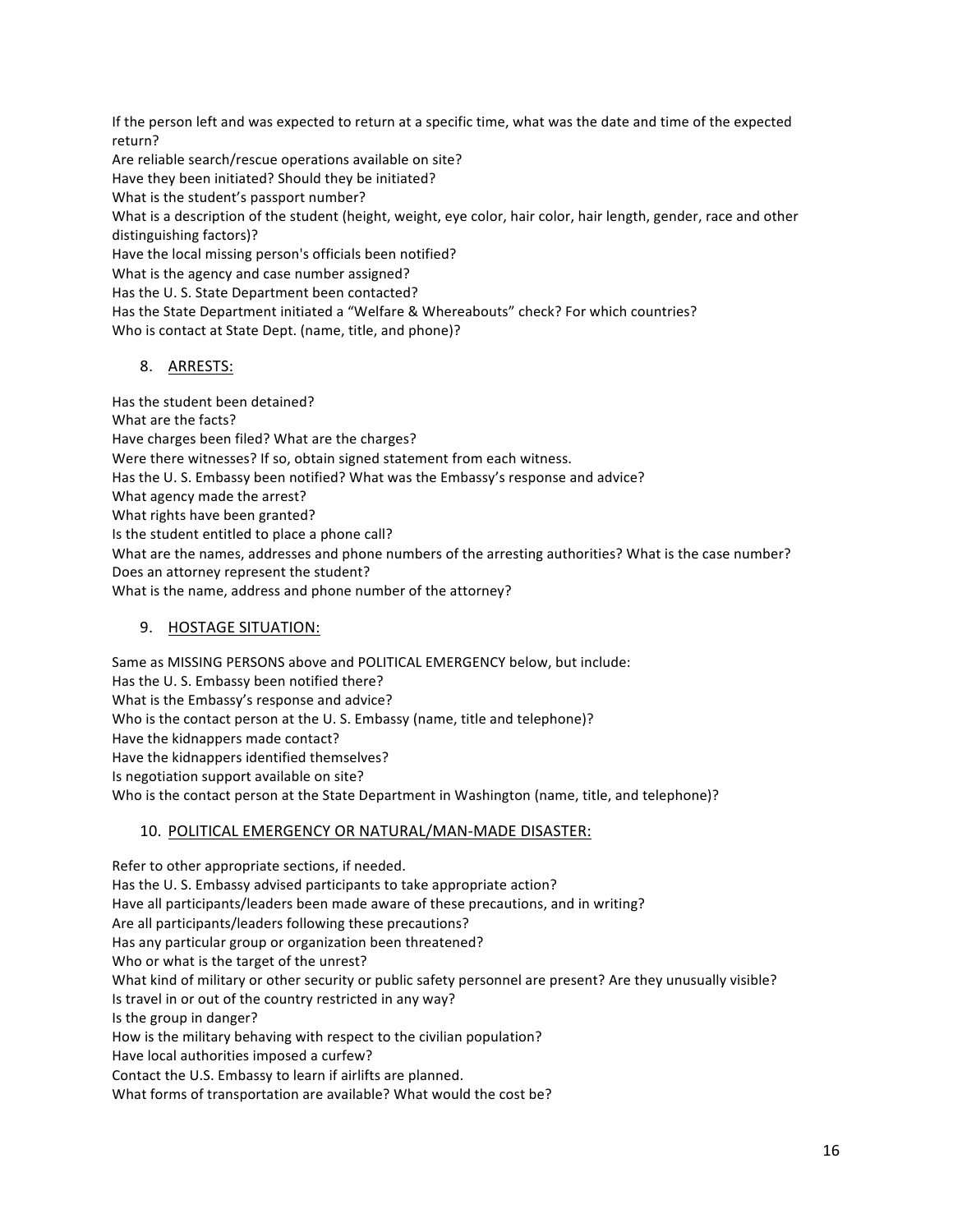If the person left and was expected to return at a specific time, what was the date and time of the expected return?
Are reliable search/rescue operations available on site?
Have they been initiated? Should they be initiated?
What is the student's passport number?
What is a description of the student (height, weight, eye color, hair color, hair length, gender, race and other distinguishing factors)?
Have the local missing person's officials been notified?
What is the agency and case number assigned?
Has the U. S. State Department been contacted?
Has the State Department initiated a "Welfare & Whereabouts" check? For which countries?
Who is contact at State Dept. (name, title, and phone)?

## 8. ARRESTS:

Has the student been detained?
What are the facts?
Have charges been filed? What are the charges?
Were there witnesses? If so, obtain signed statement from each witness.
Has the U. S. Embassy been notified? What was the Embassy's response and advice?
What agency made the arrest?
What rights have been granted?
Is the student entitled to place a phone call?
What are the names, addresses and phone numbers of the arresting authorities? What is the case number?
Does an attorney represent the student?
What is the name, address and phone number of the attorney?

## 9. HOSTAGE SITUATION:

Same as MISSING PERSONS above and POLITICAL EMERGENCY below, but include:
Has the U. S. Embassy been notified there?
What is the Embassy's response and advice?
Who is the contact person at the U. S. Embassy (name, title and telephone)?
Have the kidnappers made contact?
Have the kidnappers identified themselves?
Is negotiation support available on site?
Who is the contact person at the State Department in Washington (name, title, and telephone)?

## 10. POLITICAL EMERGENCY OR NATURAL/MAN-MADE DISASTER:

Refer to other appropriate sections, if needed.
Has the U. S. Embassy advised participants to take appropriate action?
Have all participants/leaders been made aware of these precautions, and in writing?
Are all participants/leaders following these precautions?
Has any particular group or organization been threatened?
Who or what is the target of the unrest?
What kind of military or other security or public safety personnel are present? Are they unusually visible?
Is travel in or out of the country restricted in any way?
Is the group in danger?
How is the military behaving with respect to the civilian population?
Have local authorities imposed a curfew?
Contact the U.S. Embassy to learn if airlifts are planned.
What forms of transportation are available? What would the cost be?